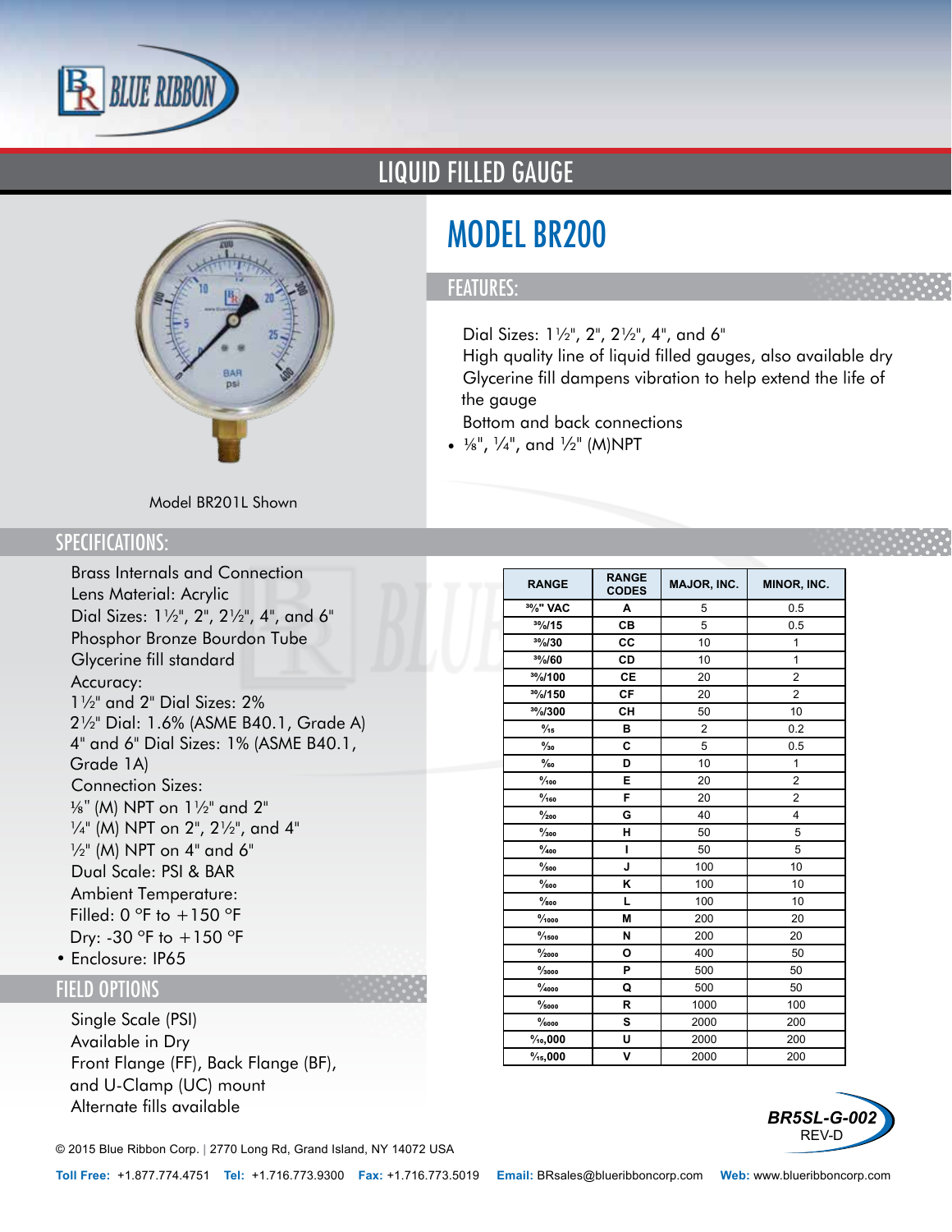# LIQUID FILLED GAUGE

# MODEL BR200

## FEATURES:

Dial Sizes: 1½", 2", 2½", 4", and 6"
High quality line of liquid filled gauges, also available dry
Glycerine fill dampens vibration to help extend the life of the gauge
Bottom and back connections

- ⅛", ¼", and ½" (M)NPT

Model BR201L Shown

## SPECIFICATIONS:

Brass Internals and Connection
Lens Material: Acrylic
Dial Sizes: 1½", 2", 2½", 4", and 6"
Phosphor Bronze Bourdon Tube
Glycerine fill standard
Accuracy:
1½" and 2" Dial Sizes: 2%
2½" Dial: 1.6% (ASME B40.1, Grade A)
4" and 6" Dial Sizes: 1% (ASME B40.1, Grade 1A)
Connection Sizes:
⅛" (M) NPT on 1½" and 2"
¼" (M) NPT on 2", 2½", and 4"
½" (M) NPT on 4" and 6"
Dual Scale: PSI & BAR
Ambient Temperature:
Filled: 0 °F to +150 °F
Dry: -30 °F to +150 °F

- Enclosure: IP65

| RANGE | RANGE CODES | MAJOR, INC. | MINOR, INC. |
|---|---|---|---|
| 30/0" VAC | A | 5 | 0.5 |
| 30/0/15 | CB | 5 | 0.5 |
| 30/0/30 | CC | 10 | 1 |
| 30/0/60 | CD | 10 | 1 |
| 30/0/100 | CE | 20 | 2 |
| 30/0/150 | CF | 20 | 2 |
| 30/0/300 | CH | 50 | 10 |
| 0/15 | B | 2 | 0.2 |
| 0/30 | C | 5 | 0.5 |
| 0/60 | D | 10 | 1 |
| 0/100 | E | 20 | 2 |
| 0/160 | F | 20 | 2 |
| 0/200 | G | 40 | 4 |
| 0/300 | H | 50 | 5 |
| 0/400 | I | 50 | 5 |
| 0/500 | J | 100 | 10 |
| 0/600 | K | 100 | 10 |
| 0/800 | L | 100 | 10 |
| 0/1000 | M | 200 | 20 |
| 0/1500 | N | 200 | 20 |
| 0/2000 | O | 400 | 50 |
| 0/3000 | P | 500 | 50 |
| 0/4000 | Q | 500 | 50 |
| 0/5000 | R | 1000 | 100 |
| 0/6000 | S | 2000 | 200 |
| 0/10,000 | U | 2000 | 200 |
| 0/15,000 | V | 2000 | 200 |

## FIELD OPTIONS

Single Scale (PSI)
Available in Dry
Front Flange (FF), Back Flange (BF), and U-Clamp (UC) mount
Alternate fills available

BR5SL-G-002
REV-D

© 2015 Blue Ribbon Corp. | 2770 Long Rd, Grand Island, NY 14072 USA

**Toll Free:** +1.877.774.4751 **Tel:** +1.716.773.9300 **Fax:** +1.716.773.5019 **Email:** BRsales@blueribboncorp.com **Web:** www.blueribboncorp.com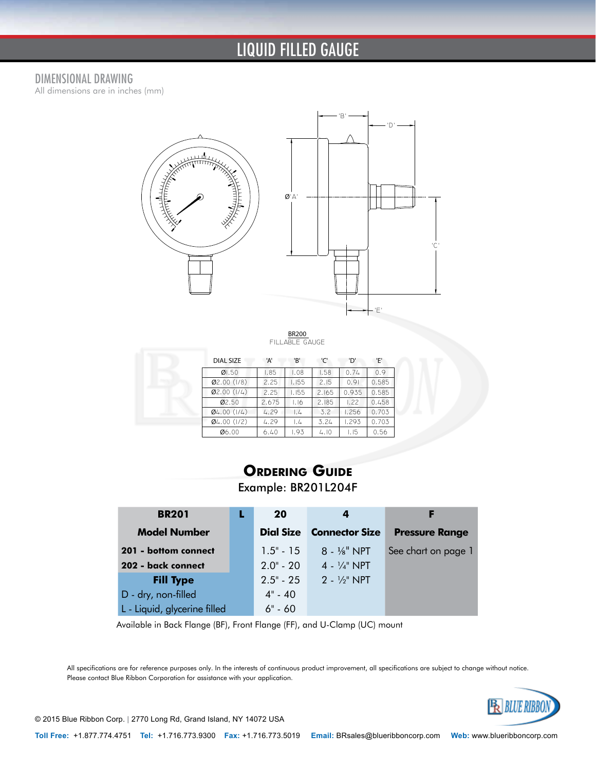# LIQUID FILLED GAUGE

## DIMENSIONAL DRAWING

All dimensions are in inches (mm)

'B'
'D'
Ø'A'
'C'
'E'

BR200
FILLABLE GAUGE

| DIAL SIZE | 'A' | 'B' | 'C' | 'D' | 'E' |
|---|---|---|---|---|---|
| Ø1.50 | 1.85 | 1.08 | 1.58 | 0.74 | 0.9 |
| Ø2.00 (1/8) | 2.25 | 1.155 | 2.15 | 0.91 | 0.585 |
| Ø2.00 (1/4) | 2.25 | 1.155 | 2.165 | 0.935 | 0.585 |
| Ø2.50 | 2.675 | 1.16 | 2.185 | 1.22 | 0.458 |
| Ø4.00 (1/4) | 4.29 | 1.4 | 3.2 | 1.256 | 0.703 |
| Ø4.00 (1/2) | 4.29 | 1.4 | 3.24 | 1.293 | 0.703 |
| Ø6.00 | 6.40 | 1.93 | 4.10 | 1.15 | 0.56 |

## Ordering Guide

Example: BR201L204F

| BR201 | L | 20 | 4 | F |
|---|---|---|---|---|
| **Model Number** | | **Dial Size** | **Connector Size** | **Pressure Range** |
| **201 - bottom connect** | | 1.5" - 15 | 8 - ⅛" NPT | See chart on page 1 |
| **202 - back connect** | | 2.0" - 20 | 4 - ¼" NPT | |
| **Fill Type** | | 2.5" - 25 | 2 - ½" NPT | |
| D - dry, non-filled | | 4" - 40 | | |
| L - Liquid, glycerine filled | | 6" - 60 | | |

Available in Back Flange (BF), Front Flange (FF), and U-Clamp (UC) mount

All specifications are for reference purposes only. In the interests of continuous product improvement, all specifications are subject to change without notice. Please contact Blue Ribbon Corporation for assistance with your application.

BLUE RIBBON

© 2015 Blue Ribbon Corp. | 2770 Long Rd, Grand Island, NY 14072 USA

**Toll Free:** +1.877.774.4751 **Tel:** +1.716.773.9300 **Fax:** +1.716.773.5019 **Email:** BRsales@blueribboncorp.com **Web:** www.blueribboncorp.com